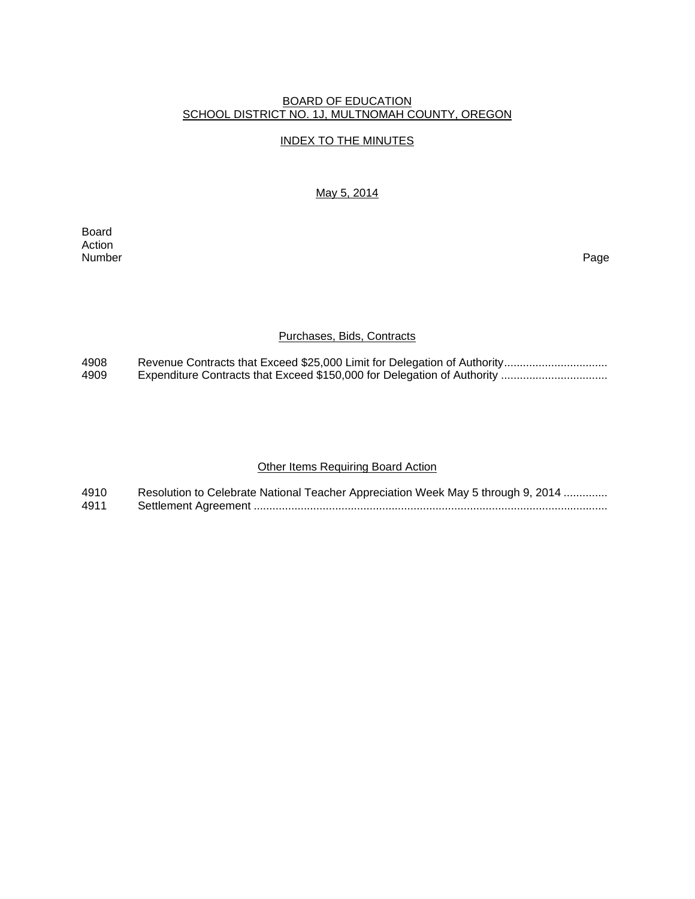BOARD OF EDUCATION
SCHOOL DISTRICT NO. 1J, MULTNOMAH COUNTY, OREGON

INDEX TO THE MINUTES

May 5, 2014

| Board Action Number | | Page |
|---|---|---|

### Purchases, Bids, Contracts

| | | |
|---|---|---|
| 4908 | Revenue Contracts that Exceed $25,000 Limit for Delegation of Authority................................. | |
| 4909 | Expenditure Contracts that Exceed $150,000 for Delegation of Authority .................................. | |

### Other Items Requiring Board Action

| | | |
|---|---|---|
| 4910 | Resolution to Celebrate National Teacher Appreciation Week May 5 through 9, 2014 ............. | |
| 4911 | Settlement Agreement ................................................................................................................ | |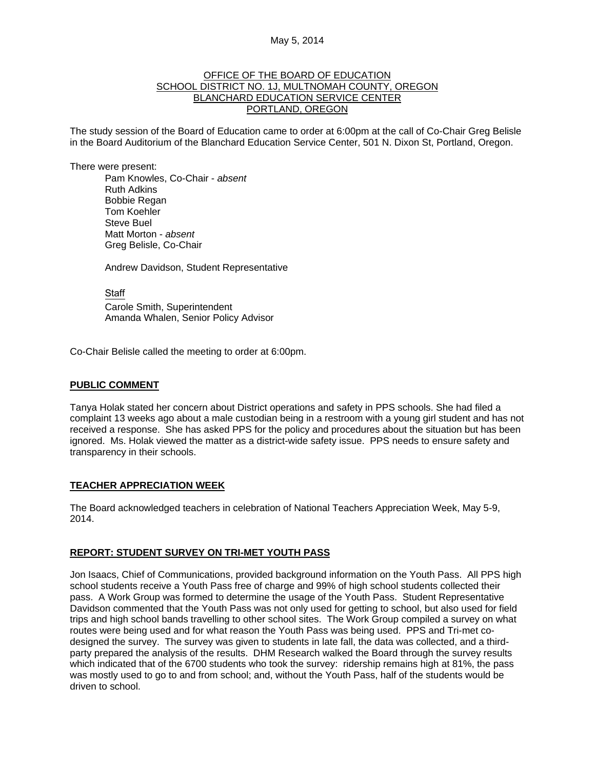May 5, 2014

OFFICE OF THE BOARD OF EDUCATION
SCHOOL DISTRICT NO. 1J, MULTNOMAH COUNTY, OREGON
BLANCHARD EDUCATION SERVICE CENTER
PORTLAND, OREGON

The study session of the Board of Education came to order at 6:00pm at the call of Co-Chair Greg Belisle in the Board Auditorium of the Blanchard Education Service Center, 501 N. Dixon St, Portland, Oregon.

There were present:

Pam Knowles, Co-Chair - *absent*
Ruth Adkins
Bobbie Regan
Tom Koehler
Steve Buel
Matt Morton - *absent*
Greg Belisle, Co-Chair

Andrew Davidson, Student Representative

Staff
Carole Smith, Superintendent
Amanda Whalen, Senior Policy Advisor

Co-Chair Belisle called the meeting to order at 6:00pm.

## PUBLIC COMMENT

Tanya Holak stated her concern about District operations and safety in PPS schools. She had filed a complaint 13 weeks ago about a male custodian being in a restroom with a young girl student and has not received a response. She has asked PPS for the policy and procedures about the situation but has been ignored. Ms. Holak viewed the matter as a district-wide safety issue. PPS needs to ensure safety and transparency in their schools.

## TEACHER APPRECIATION WEEK

The Board acknowledged teachers in celebration of National Teachers Appreciation Week, May 5-9, 2014.

## REPORT: STUDENT SURVEY ON TRI-MET YOUTH PASS

Jon Isaacs, Chief of Communications, provided background information on the Youth Pass. All PPS high school students receive a Youth Pass free of charge and 99% of high school students collected their pass. A Work Group was formed to determine the usage of the Youth Pass. Student Representative Davidson commented that the Youth Pass was not only used for getting to school, but also used for field trips and high school bands travelling to other school sites. The Work Group compiled a survey on what routes were being used and for what reason the Youth Pass was being used. PPS and Tri-met co-designed the survey. The survey was given to students in late fall, the data was collected, and a third-party prepared the analysis of the results. DHM Research walked the Board through the survey results which indicated that of the 6700 students who took the survey: ridership remains high at 81%, the pass was mostly used to go to and from school; and, without the Youth Pass, half of the students would be driven to school.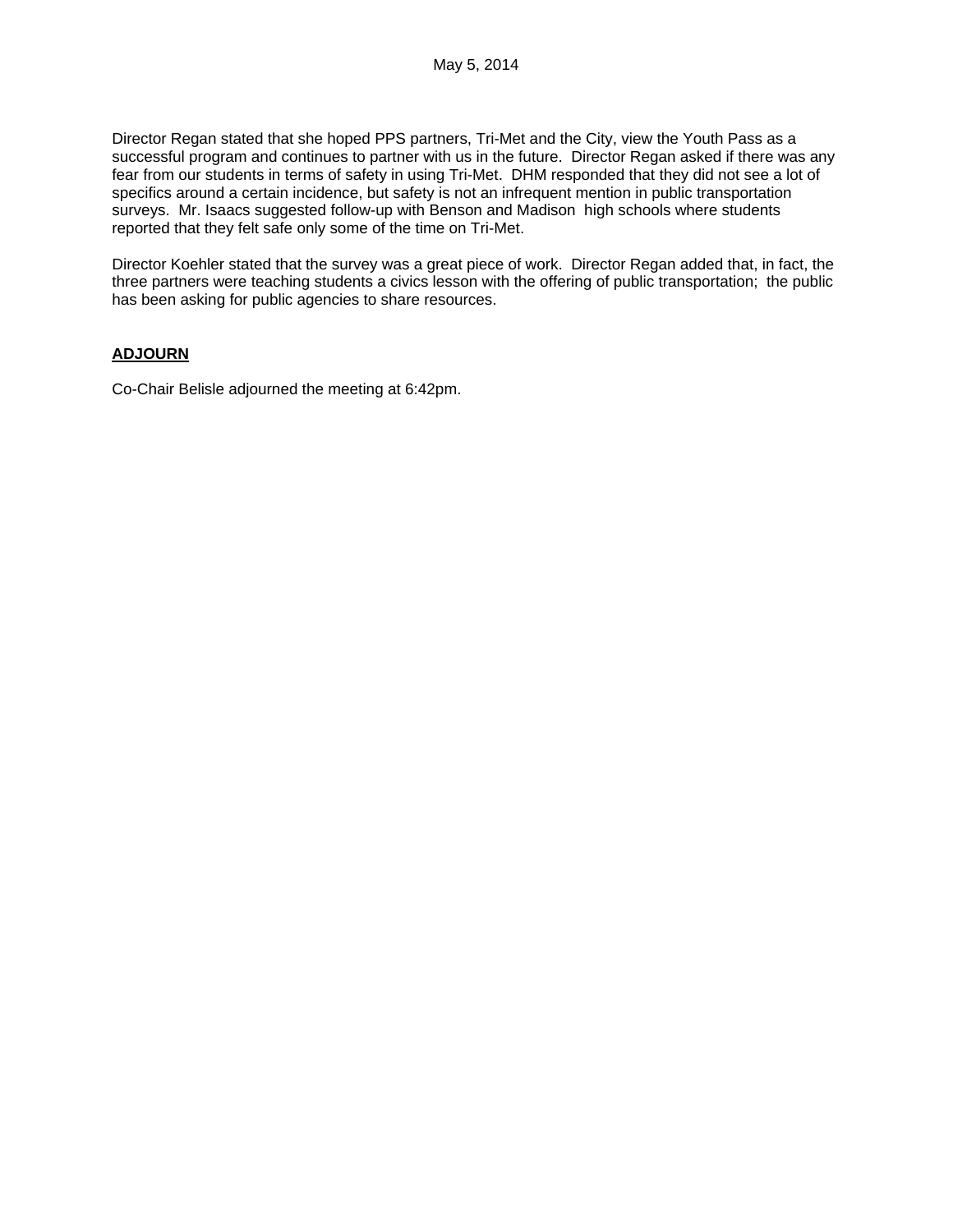Director Regan stated that she hoped PPS partners, Tri-Met and the City, view the Youth Pass as a successful program and continues to partner with us in the future. Director Regan asked if there was any fear from our students in terms of safety in using Tri-Met. DHM responded that they did not see a lot of specifics around a certain incidence, but safety is not an infrequent mention in public transportation surveys. Mr. Isaacs suggested follow-up with Benson and Madison high schools where students reported that they felt safe only some of the time on Tri-Met.

Director Koehler stated that the survey was a great piece of work. Director Regan added that, in fact, the three partners were teaching students a civics lesson with the offering of public transportation; the public has been asking for public agencies to share resources.

**ADJOURN**

Co-Chair Belisle adjourned the meeting at 6:42pm.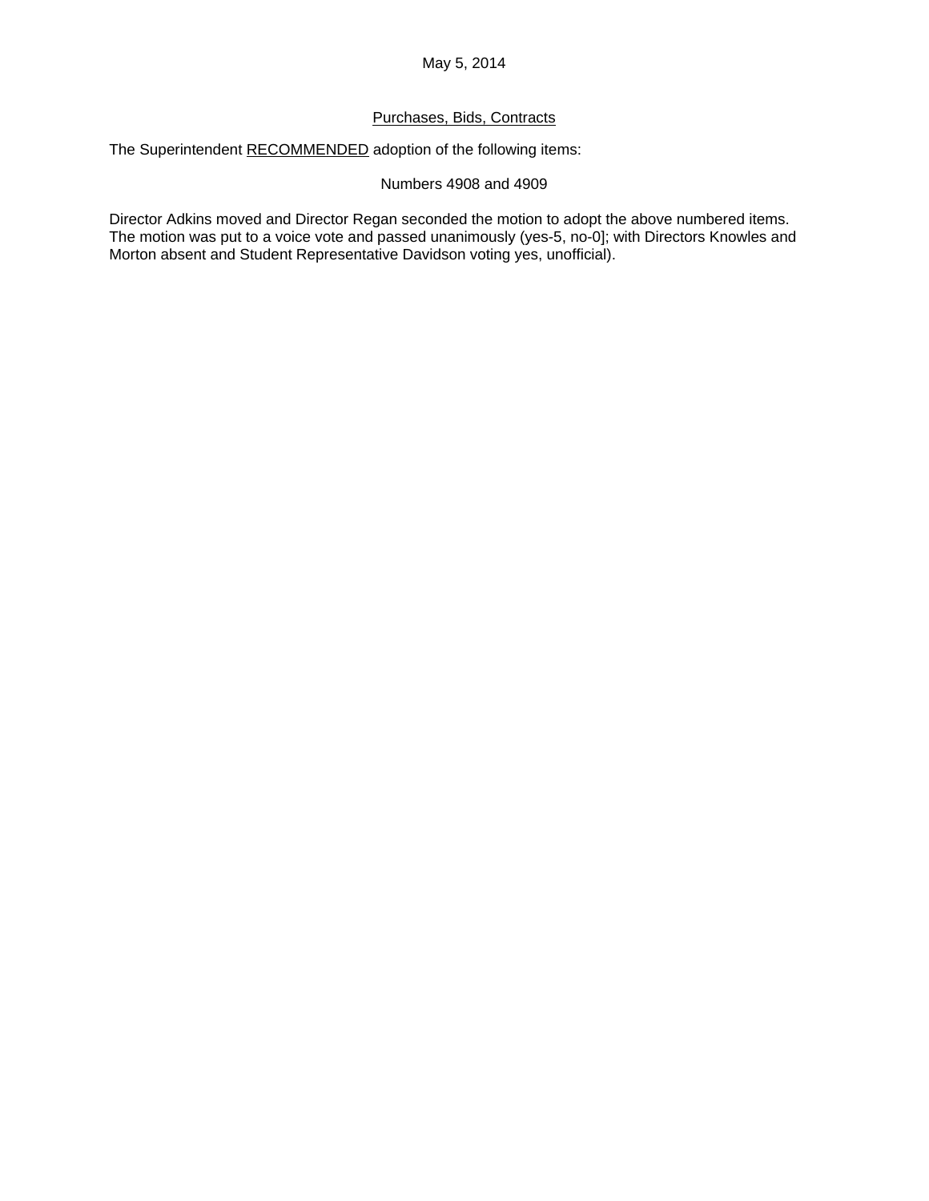May 5, 2014

<u>Purchases, Bids, Contracts</u>

The Superintendent <u>RECOMMENDED</u> adoption of the following items:

Numbers 4908 and 4909

Director Adkins moved and Director Regan seconded the motion to adopt the above numbered items. The motion was put to a voice vote and passed unanimously (yes-5, no-0]; with Directors Knowles and Morton absent and Student Representative Davidson voting yes, unofficial).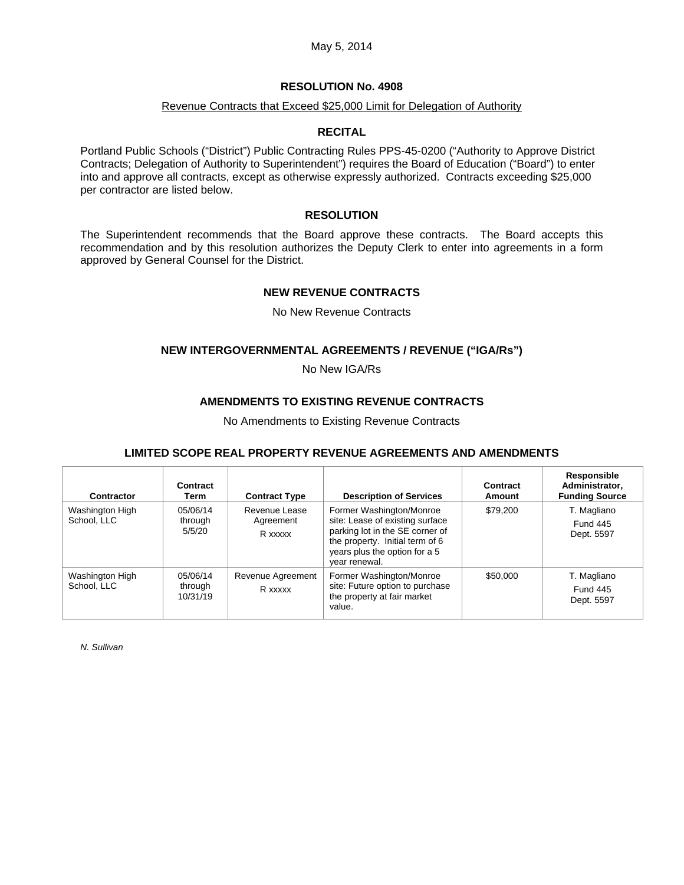May 5, 2014

## RESOLUTION No. 4908

Revenue Contracts that Exceed $25,000 Limit for Delegation of Authority

### RECITAL

Portland Public Schools ("District") Public Contracting Rules PPS-45-0200 ("Authority to Approve District Contracts; Delegation of Authority to Superintendent") requires the Board of Education ("Board") to enter into and approve all contracts, except as otherwise expressly authorized. Contracts exceeding $25,000 per contractor are listed below.

### RESOLUTION

The Superintendent recommends that the Board approve these contracts. The Board accepts this recommendation and by this resolution authorizes the Deputy Clerk to enter into agreements in a form approved by General Counsel for the District.

### NEW REVENUE CONTRACTS

No New Revenue Contracts

### NEW INTERGOVERNMENTAL AGREEMENTS / REVENUE ("IGA/Rs")

No New IGA/Rs

### AMENDMENTS TO EXISTING REVENUE CONTRACTS

No Amendments to Existing Revenue Contracts

### LIMITED SCOPE REAL PROPERTY REVENUE AGREEMENTS AND AMENDMENTS

| Contractor | Contract Term | Contract Type | Description of Services | Contract Amount | Responsible Administrator, Funding Source |
|---|---|---|---|---|---|
| Washington High School, LLC | 05/06/14 through 5/5/20 | Revenue Lease Agreement R xxxxx | Former Washington/Monroe site: Lease of existing surface parking lot in the SE corner of the property. Initial term of 6 years plus the option for a 5 year renewal. | $79,200 | T. Magliano Fund 445 Dept. 5597 |
| Washington High School, LLC | 05/06/14 through 10/31/19 | Revenue Agreement R xxxxx | Former Washington/Monroe site: Future option to purchase the property at fair market value. | $50,000 | T. Magliano Fund 445 Dept. 5597 |

*N. Sullivan*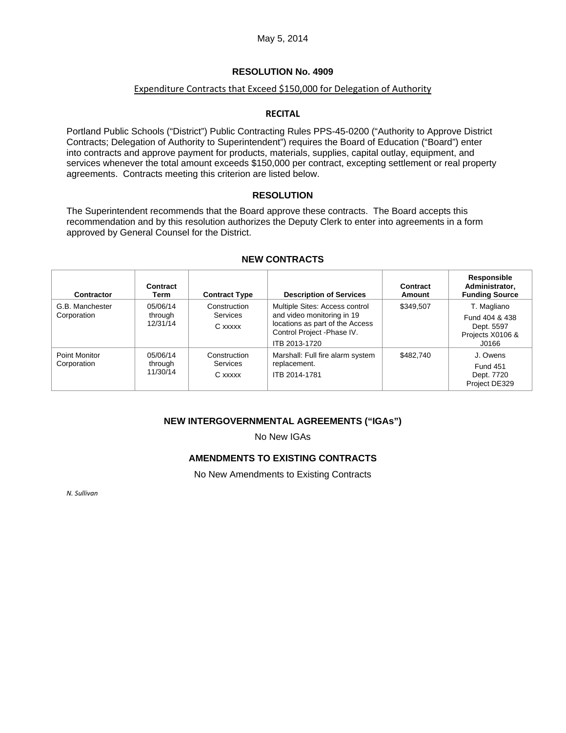May 5, 2014

# RESOLUTION No. 4909

## Expenditure Contracts that Exceed $150,000 for Delegation of Authority

### RECITAL

Portland Public Schools ("District") Public Contracting Rules PPS-45-0200 ("Authority to Approve District Contracts; Delegation of Authority to Superintendent") requires the Board of Education ("Board") enter into contracts and approve payment for products, materials, supplies, capital outlay, equipment, and services whenever the total amount exceeds $150,000 per contract, excepting settlement or real property agreements. Contracts meeting this criterion are listed below.

### RESOLUTION

The Superintendent recommends that the Board approve these contracts. The Board accepts this recommendation and by this resolution authorizes the Deputy Clerk to enter into agreements in a form approved by General Counsel for the District.

### NEW CONTRACTS

| Contractor | Contract Term | Contract Type | Description of Services | Contract Amount | Responsible Administrator, Funding Source |
|---|---|---|---|---|---|
| G.B. Manchester Corporation | 05/06/14 through 12/31/14 | Construction Services C xxxxx | Multiple Sites: Access control and video monitoring in 19 locations as part of the Access Control Project -Phase IV. ITB 2013-1720 | $349,507 | T. Magliano Fund 404 & 438 Dept. 5597 Projects X0106 & J0166 |
| Point Monitor Corporation | 05/06/14 through 11/30/14 | Construction Services C xxxxx | Marshall: Full fire alarm system replacement. ITB 2014-1781 | $482,740 | J. Owens Fund 451 Dept. 7720 Project DE329 |

### NEW INTERGOVERNMENTAL AGREEMENTS ("IGAs")

No New IGAs

### AMENDMENTS TO EXISTING CONTRACTS

No New Amendments to Existing Contracts

*N. Sullivan*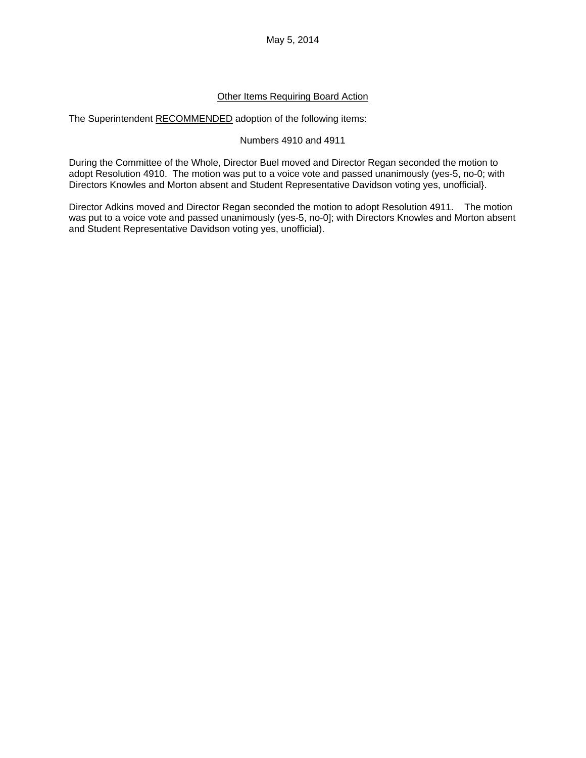May 5, 2014

Other Items Requiring Board Action

The Superintendent RECOMMENDED adoption of the following items:

Numbers 4910 and 4911

During the Committee of the Whole, Director Buel moved and Director Regan seconded the motion to adopt Resolution 4910. The motion was put to a voice vote and passed unanimously (yes-5, no-0; with Directors Knowles and Morton absent and Student Representative Davidson voting yes, unofficial}.

Director Adkins moved and Director Regan seconded the motion to adopt Resolution 4911. The motion was put to a voice vote and passed unanimously (yes-5, no-0]; with Directors Knowles and Morton absent and Student Representative Davidson voting yes, unofficial).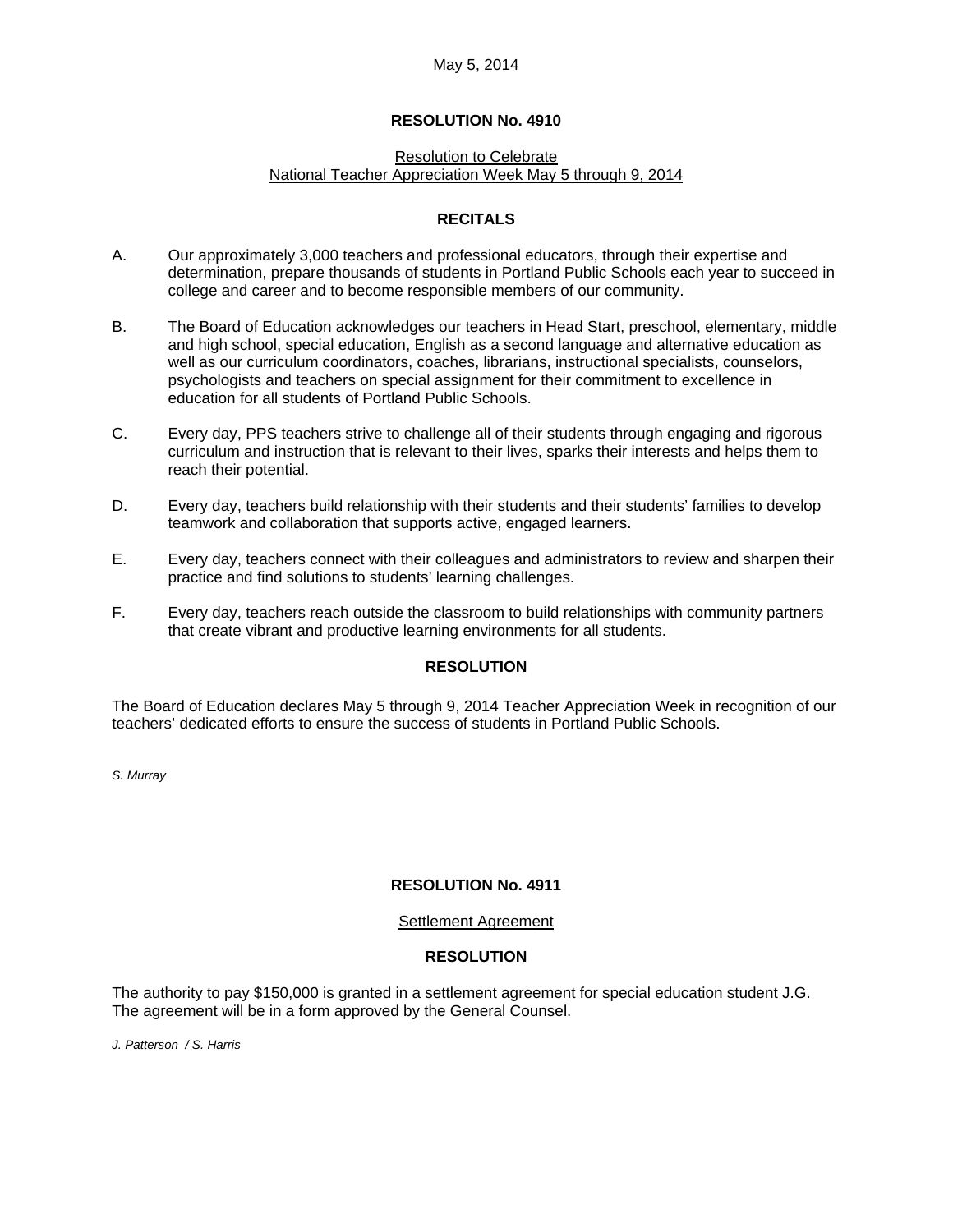May 5, 2014

## RESOLUTION No. 4910

Resolution to Celebrate
National Teacher Appreciation Week May 5 through 9, 2014

### RECITALS

A. Our approximately 3,000 teachers and professional educators, through their expertise and determination, prepare thousands of students in Portland Public Schools each year to succeed in college and career and to become responsible members of our community.

B. The Board of Education acknowledges our teachers in Head Start, preschool, elementary, middle and high school, special education, English as a second language and alternative education as well as our curriculum coordinators, coaches, librarians, instructional specialists, counselors, psychologists and teachers on special assignment for their commitment to excellence in education for all students of Portland Public Schools.

C. Every day, PPS teachers strive to challenge all of their students through engaging and rigorous curriculum and instruction that is relevant to their lives, sparks their interests and helps them to reach their potential.

D. Every day, teachers build relationship with their students and their students' families to develop teamwork and collaboration that supports active, engaged learners.

E. Every day, teachers connect with their colleagues and administrators to review and sharpen their practice and find solutions to students' learning challenges.

F. Every day, teachers reach outside the classroom to build relationships with community partners that create vibrant and productive learning environments for all students.

### RESOLUTION

The Board of Education declares May 5 through 9, 2014 Teacher Appreciation Week in recognition of our teachers' dedicated efforts to ensure the success of students in Portland Public Schools.

*S. Murray*

## RESOLUTION No. 4911

Settlement Agreement

### RESOLUTION

The authority to pay $150,000 is granted in a settlement agreement for special education student J.G. The agreement will be in a form approved by the General Counsel.

*J. Patterson / S. Harris*